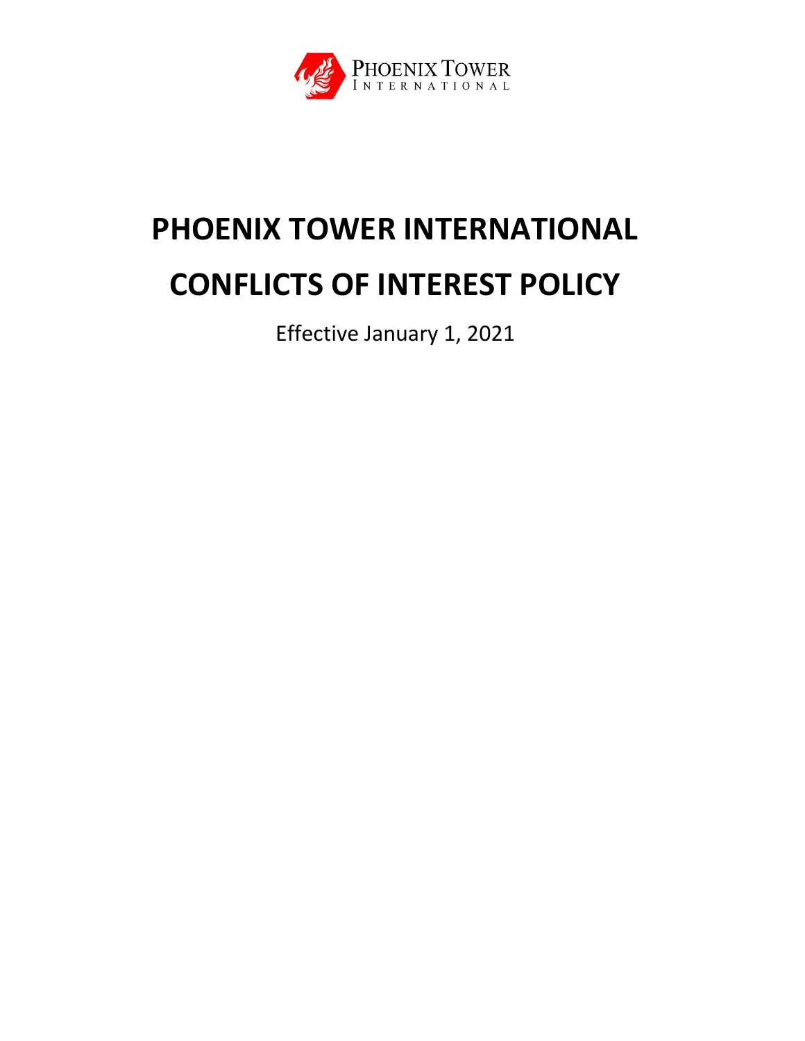# PHOENIX TOWER INTERNATIONAL

# CONFLICTS OF INTEREST POLICY

Effective January 1, 2021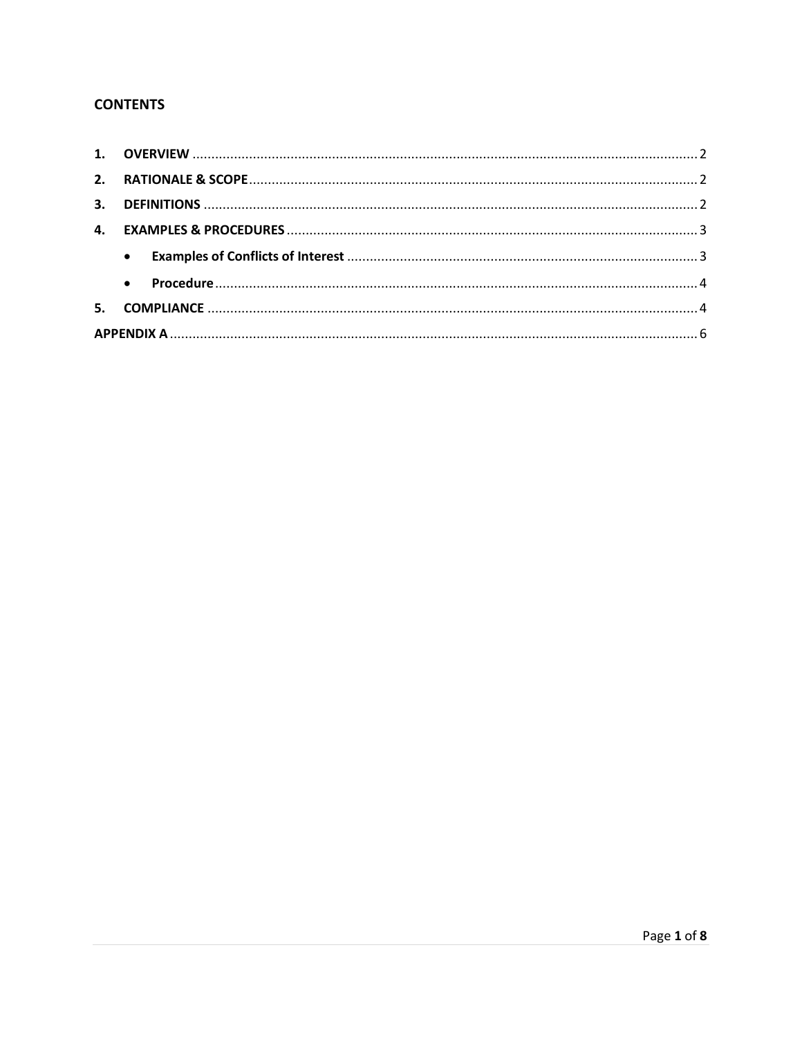## CONTENTS

1. **OVERVIEW** ..... 2
2. **RATIONALE & SCOPE** ..... 2
3. **DEFINITIONS** ..... 2
4. **EXAMPLES & PROCEDURES** ..... 3
   - **Examples of Conflicts of Interest** ..... 3
   - **Procedure** ..... 4
5. **COMPLIANCE** ..... 4

**APPENDIX A** ..... 6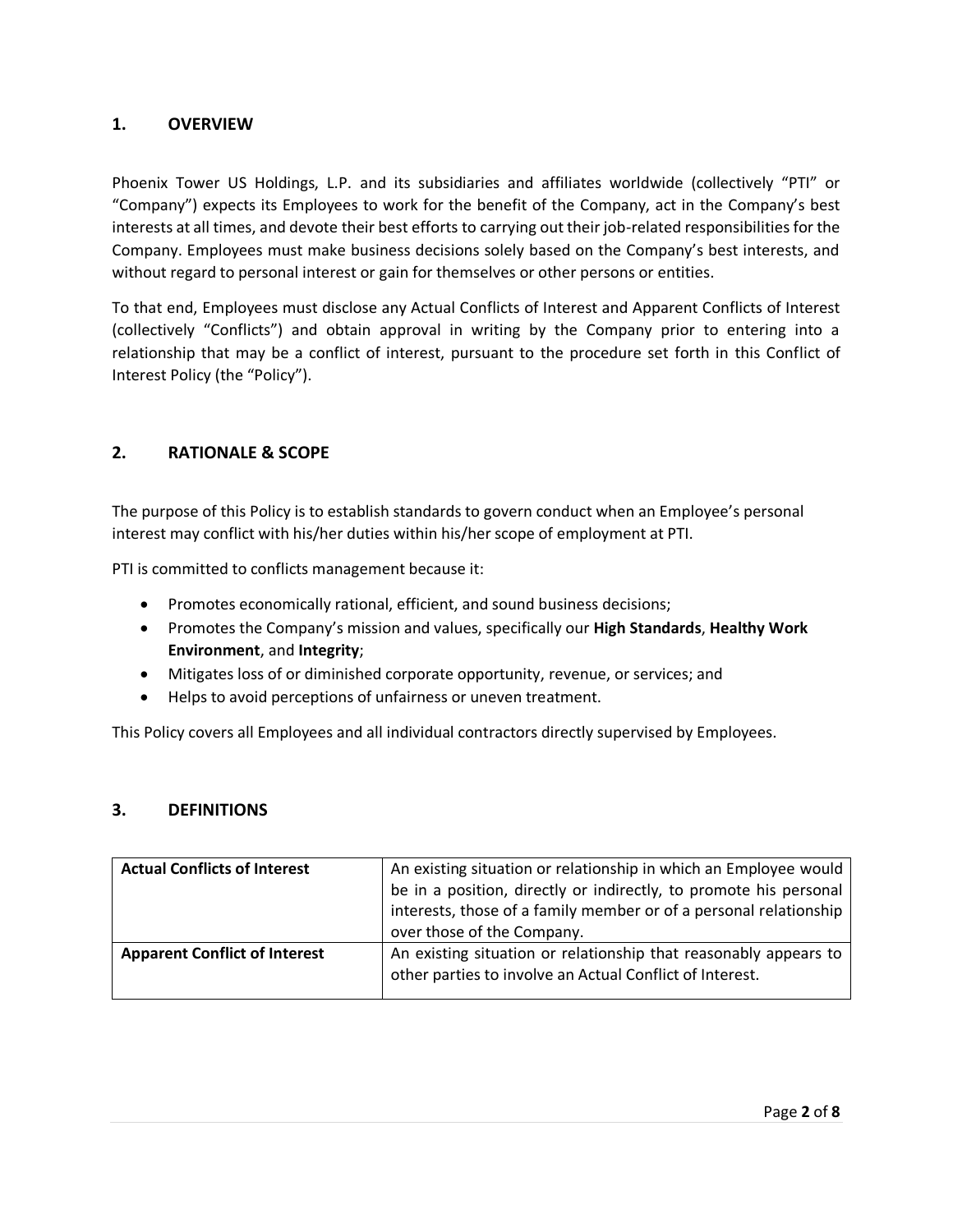## 1. OVERVIEW

Phoenix Tower US Holdings, L.P. and its subsidiaries and affiliates worldwide (collectively "PTI" or "Company") expects its Employees to work for the benefit of the Company, act in the Company's best interests at all times, and devote their best efforts to carrying out their job-related responsibilities for the Company. Employees must make business decisions solely based on the Company's best interests, and without regard to personal interest or gain for themselves or other persons or entities.

To that end, Employees must disclose any Actual Conflicts of Interest and Apparent Conflicts of Interest (collectively "Conflicts") and obtain approval in writing by the Company prior to entering into a relationship that may be a conflict of interest, pursuant to the procedure set forth in this Conflict of Interest Policy (the "Policy").

## 2. RATIONALE & SCOPE

The purpose of this Policy is to establish standards to govern conduct when an Employee's personal interest may conflict with his/her duties within his/her scope of employment at PTI.

PTI is committed to conflicts management because it:

- Promotes economically rational, efficient, and sound business decisions;
- Promotes the Company's mission and values, specifically our **High Standards**, **Healthy Work Environment**, and **Integrity**;
- Mitigates loss of or diminished corporate opportunity, revenue, or services; and
- Helps to avoid perceptions of unfairness or uneven treatment.

This Policy covers all Employees and all individual contractors directly supervised by Employees.

## 3. DEFINITIONS

| | |
|---|---|
| **Actual Conflicts of Interest** | An existing situation or relationship in which an Employee would be in a position, directly or indirectly, to promote his personal interests, those of a family member or of a personal relationship over those of the Company. |
| **Apparent Conflict of Interest** | An existing situation or relationship that reasonably appears to other parties to involve an Actual Conflict of Interest. |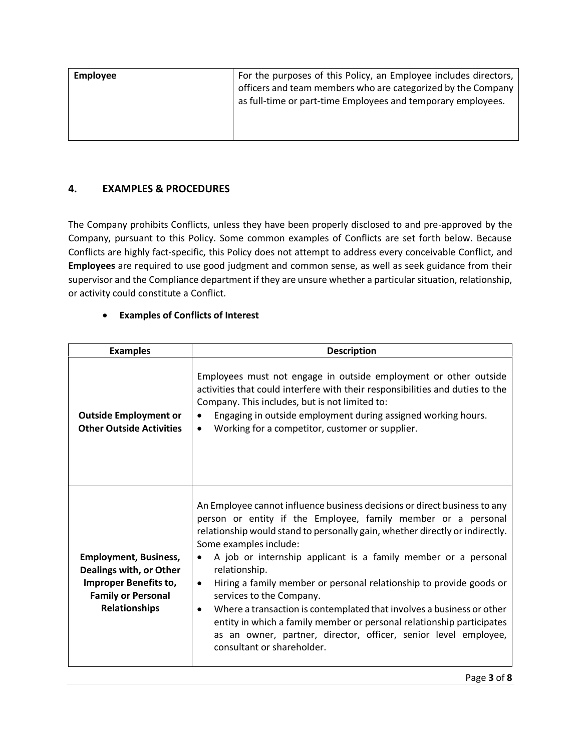| Employee | For the purposes of this Policy, an Employee includes directors, officers and team members who are categorized by the Company as full-time or part-time Employees and temporary employees. |
|---|---|

## 4. EXAMPLES & PROCEDURES

The Company prohibits Conflicts, unless they have been properly disclosed to and pre-approved by the Company, pursuant to this Policy. Some common examples of Conflicts are set forth below. Because Conflicts are highly fact-specific, this Policy does not attempt to address every conceivable Conflict, and **Employees** are required to use good judgment and common sense, as well as seek guidance from their supervisor and the Compliance department if they are unsure whether a particular situation, relationship, or activity could constitute a Conflict.

- **Examples of Conflicts of Interest**

| Examples | Description |
|---|---|
| **Outside Employment or Other Outside Activities** | Employees must not engage in outside employment or other outside activities that could interfere with their responsibilities and duties to the Company. This includes, but is not limited to:<br>• Engaging in outside employment during assigned working hours.<br>• Working for a competitor, customer or supplier. |
| **Employment, Business, Dealings with, or Other Improper Benefits to, Family or Personal Relationships** | An Employee cannot influence business decisions or direct business to any person or entity if the Employee, family member or a personal relationship would stand to personally gain, whether directly or indirectly. Some examples include:<br>• A job or internship applicant is a family member or a personal relationship.<br>• Hiring a family member or personal relationship to provide goods or services to the Company.<br>• Where a transaction is contemplated that involves a business or other entity in which a family member or personal relationship participates as an owner, partner, director, officer, senior level employee, consultant or shareholder. |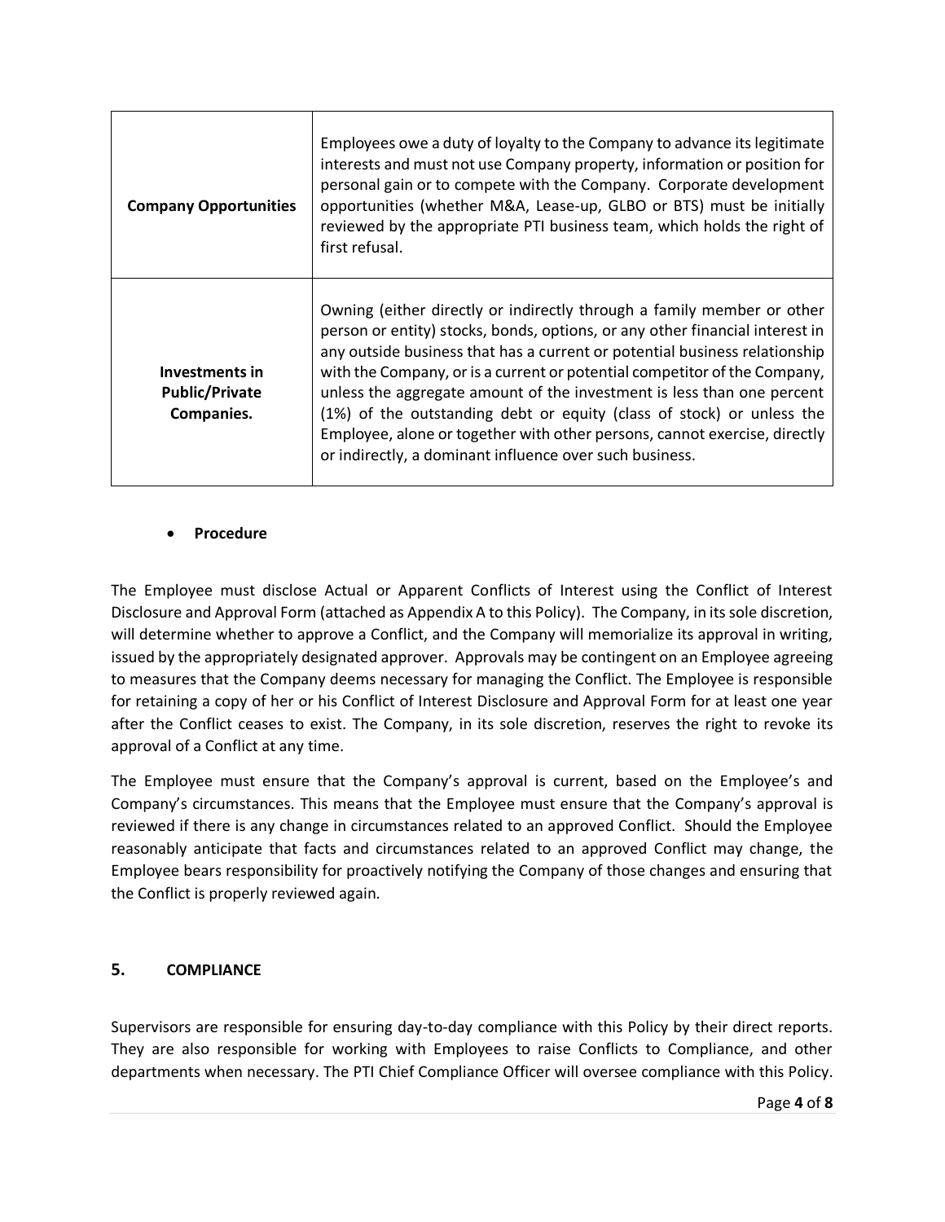| | |
|---|---|
| **Company Opportunities** | Employees owe a duty of loyalty to the Company to advance its legitimate interests and must not use Company property, information or position for personal gain or to compete with the Company. Corporate development opportunities (whether M&A, Lease-up, GLBO or BTS) must be initially reviewed by the appropriate PTI business team, which holds the right of first refusal. |
| **Investments in Public/Private Companies.** | Owning (either directly or indirectly through a family member or other person or entity) stocks, bonds, options, or any other financial interest in any outside business that has a current or potential business relationship with the Company, or is a current or potential competitor of the Company, unless the aggregate amount of the investment is less than one percent (1%) of the outstanding debt or equity (class of stock) or unless the Employee, alone or together with other persons, cannot exercise, directly or indirectly, a dominant influence over such business. |

- **Procedure**

The Employee must disclose Actual or Apparent Conflicts of Interest using the Conflict of Interest Disclosure and Approval Form (attached as Appendix A to this Policy). The Company, in its sole discretion, will determine whether to approve a Conflict, and the Company will memorialize its approval in writing, issued by the appropriately designated approver. Approvals may be contingent on an Employee agreeing to measures that the Company deems necessary for managing the Conflict. The Employee is responsible for retaining a copy of her or his Conflict of Interest Disclosure and Approval Form for at least one year after the Conflict ceases to exist. The Company, in its sole discretion, reserves the right to revoke its approval of a Conflict at any time.

The Employee must ensure that the Company's approval is current, based on the Employee's and Company's circumstances. This means that the Employee must ensure that the Company's approval is reviewed if there is any change in circumstances related to an approved Conflict. Should the Employee reasonably anticipate that facts and circumstances related to an approved Conflict may change, the Employee bears responsibility for proactively notifying the Company of those changes and ensuring that the Conflict is properly reviewed again.

## 5. COMPLIANCE

Supervisors are responsible for ensuring day-to-day compliance with this Policy by their direct reports. They are also responsible for working with Employees to raise Conflicts to Compliance, and other departments when necessary. The PTI Chief Compliance Officer will oversee compliance with this Policy.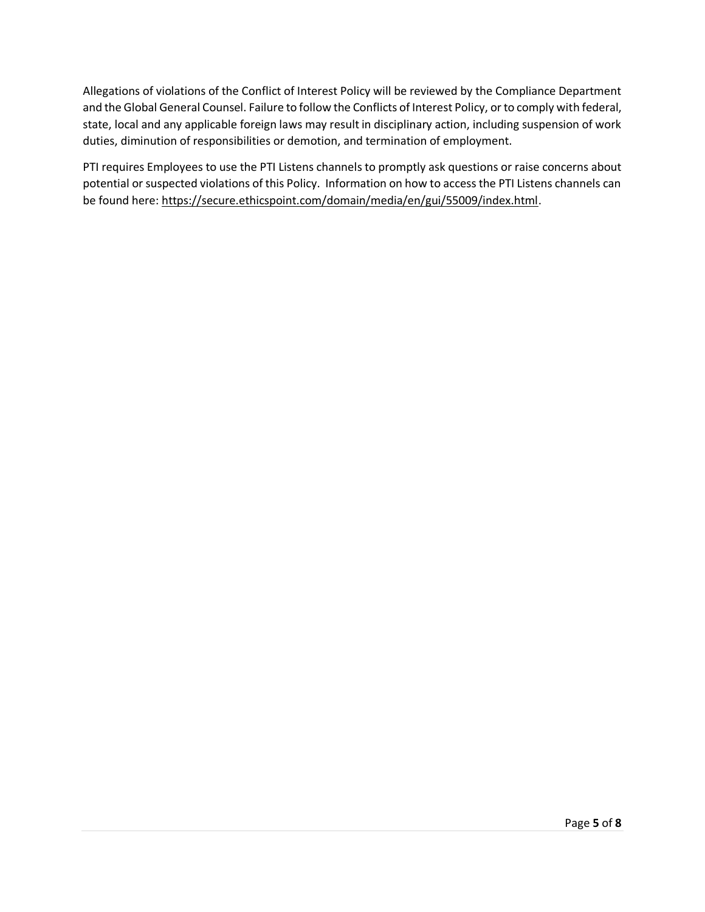Allegations of violations of the Conflict of Interest Policy will be reviewed by the Compliance Department and the Global General Counsel. Failure to follow the Conflicts of Interest Policy, or to comply with federal, state, local and any applicable foreign laws may result in disciplinary action, including suspension of work duties, diminution of responsibilities or demotion, and termination of employment.

PTI requires Employees to use the PTI Listens channels to promptly ask questions or raise concerns about potential or suspected violations of this Policy. Information on how to access the PTI Listens channels can be found here: https://secure.ethicspoint.com/domain/media/en/gui/55009/index.html.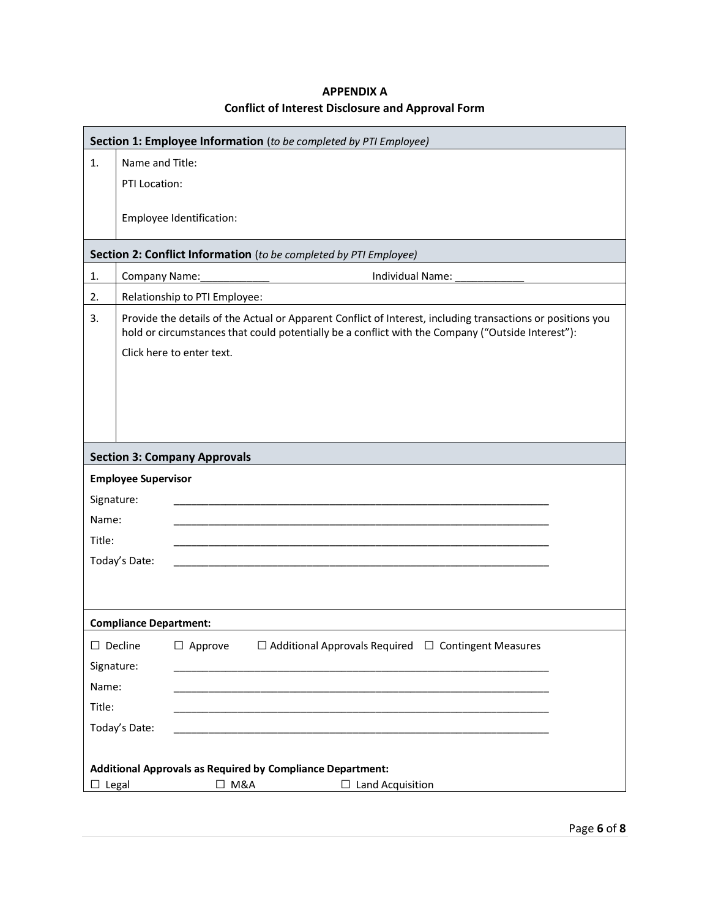# APPENDIX A

## Conflict of Interest Disclosure and Approval Form

| **Section 1: Employee Information** (*to be completed by PTI Employee*) | |
|---|---|
| 1. | Name and Title:<br>PTI Location:<br><br>Employee Identification: |
| **Section 2: Conflict Information** (*to be completed by PTI Employee)* | |
| 1. | Company Name:____________ Individual Name: ____________ |
| 2. | Relationship to PTI Employee: |
| 3. | Provide the details of the Actual or Apparent Conflict of Interest, including transactions or positions you hold or circumstances that could potentially be a conflict with the Company ("Outside Interest"):<br>Click here to enter text. |

**Section 3: Company Approvals**

**Employee Supervisor**

Signature: ____________________________________________________________________

Name: ____________________________________________________________________

Title: ____________________________________________________________________

Today's Date: ____________________________________________________________________

**Compliance Department:**

☐ Decline ☐ Approve ☐ Additional Approvals Required ☐ Contingent Measures

Signature: ____________________________________________________________________

Name: ____________________________________________________________________

Title: ____________________________________________________________________

Today's Date: ____________________________________________________________________

**Additional Approvals as Required by Compliance Department:**

☐ Legal ☐ M&A ☐ Land Acquisition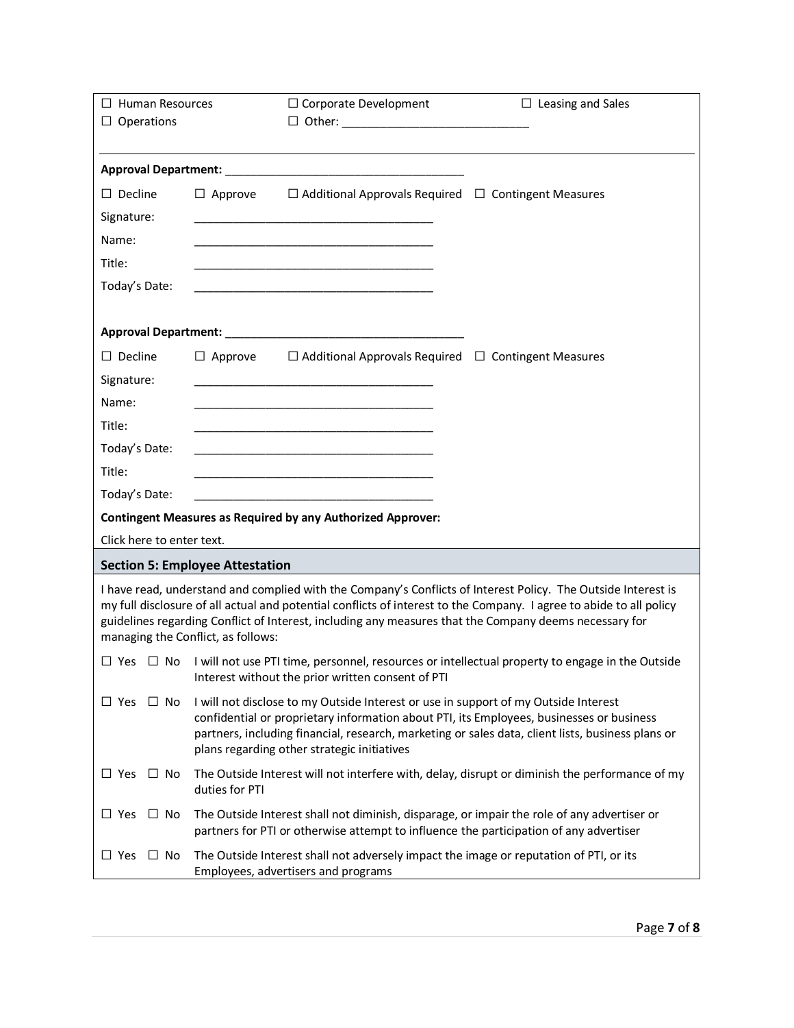☐ Human Resources ☐ Corporate Development ☐ Leasing and Sales
☐ Operations ☐ Other: ______________________________

---

**Approval Department:** ______________________________________

☐ Decline ☐ Approve ☐ Additional Approvals Required ☐ Contingent Measures

Signature: ______________________________________

Name: ______________________________________

Title: ______________________________________

Today's Date: ______________________________________

**Approval Department:** ______________________________________

☐ Decline ☐ Approve ☐ Additional Approvals Required ☐ Contingent Measures

Signature: ______________________________________

Name: ______________________________________

Title: ______________________________________

Today's Date: ______________________________________

Title: ______________________________________

Today's Date: ______________________________________

**Contingent Measures as Required by any Authorized Approver:**

Click here to enter text.

## Section 5: Employee Attestation

I have read, understand and complied with the Company's Conflicts of Interest Policy. The Outside Interest is my full disclosure of all actual and potential conflicts of interest to the Company. I agree to abide to all policy guidelines regarding Conflict of Interest, including any measures that the Company deems necessary for managing the Conflict, as follows:

☐ Yes ☐ No I will not use PTI time, personnel, resources or intellectual property to engage in the Outside Interest without the prior written consent of PTI

☐ Yes ☐ No I will not disclose to my Outside Interest or use in support of my Outside Interest confidential or proprietary information about PTI, its Employees, businesses or business partners, including financial, research, marketing or sales data, client lists, business plans or plans regarding other strategic initiatives

☐ Yes ☐ No The Outside Interest will not interfere with, delay, disrupt or diminish the performance of my duties for PTI

☐ Yes ☐ No The Outside Interest shall not diminish, disparage, or impair the role of any advertiser or partners for PTI or otherwise attempt to influence the participation of any advertiser

☐ Yes ☐ No The Outside Interest shall not adversely impact the image or reputation of PTI, or its Employees, advertisers and programs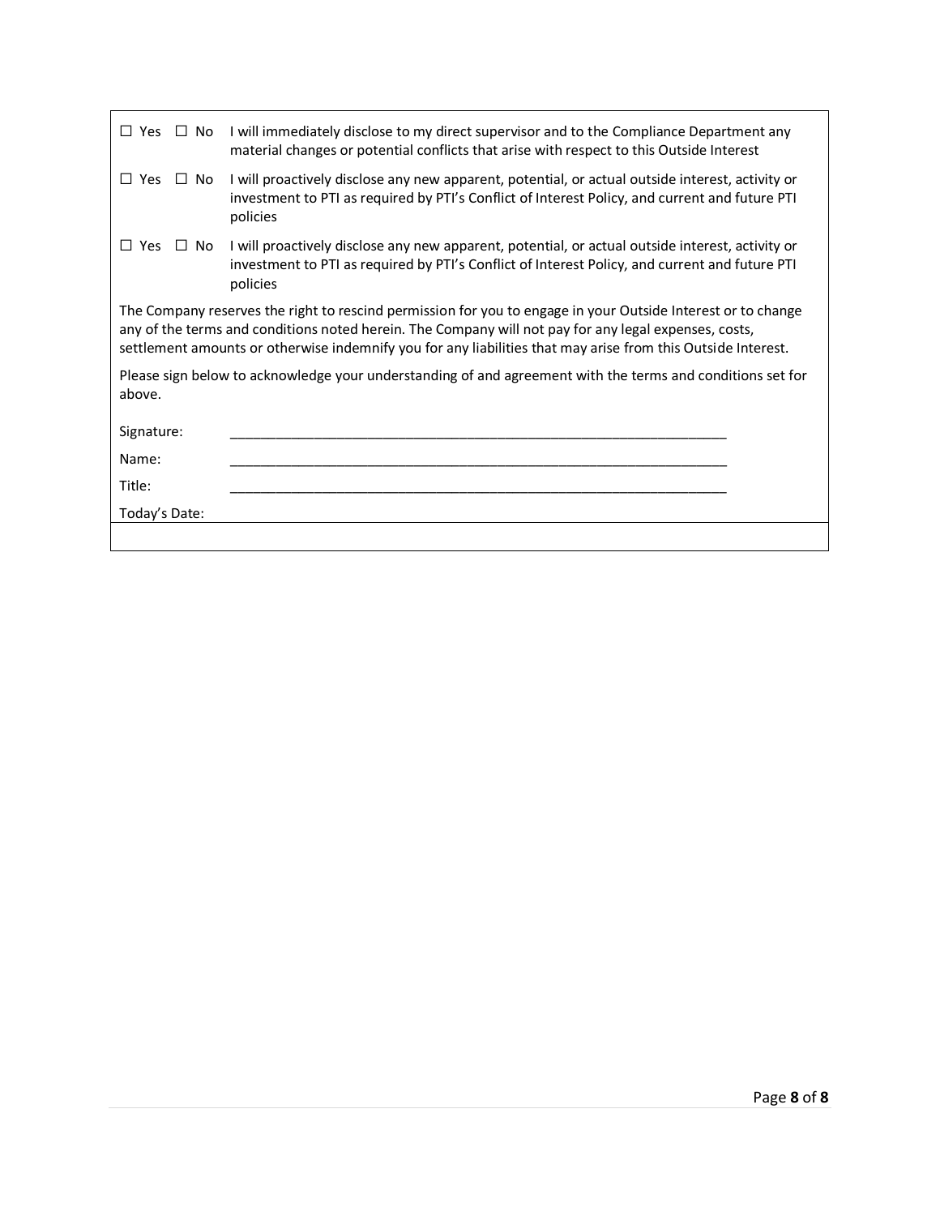| | |
|---|---|
| ☐ Yes ☐ No | I will immediately disclose to my direct supervisor and to the Compliance Department any material changes or potential conflicts that arise with respect to this Outside Interest |
| ☐ Yes ☐ No | I will proactively disclose any new apparent, potential, or actual outside interest, activity or investment to PTI as required by PTI's Conflict of Interest Policy, and current and future PTI policies |
| ☐ Yes ☐ No | I will proactively disclose any new apparent, potential, or actual outside interest, activity or investment to PTI as required by PTI's Conflict of Interest Policy, and current and future PTI policies |

The Company reserves the right to rescind permission for you to engage in your Outside Interest or to change any of the terms and conditions noted herein. The Company will not pay for any legal expenses, costs, settlement amounts or otherwise indemnify you for any liabilities that may arise from this Outside Interest.

Please sign below to acknowledge your understanding of and agreement with the terms and conditions set for above.

Signature: ___________________________________________________________________

Name: ___________________________________________________________________

Title: ___________________________________________________________________

Today's Date: